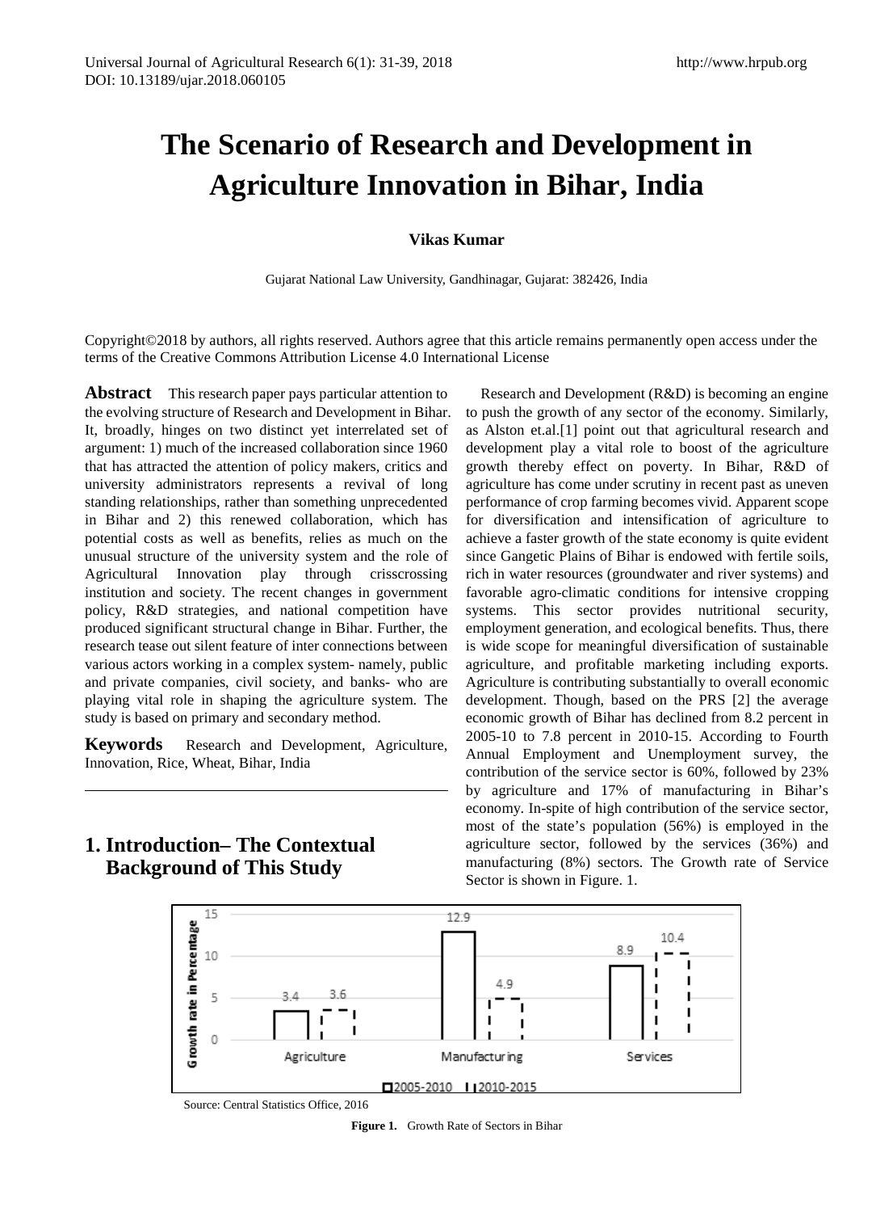# The Scenario of Research and Development in Agriculture Innovation in Bihar, India

**Vikas Kumar**

Gujarat National Law University, Gandhinagar, Gujarat: 382426, India

Copyright©2018 by authors, all rights reserved. Authors agree that this article remains permanently open access under the terms of the Creative Commons Attribution License 4.0 International License

**Abstract** This research paper pays particular attention to the evolving structure of Research and Development in Bihar. It, broadly, hinges on two distinct yet interrelated set of argument: 1) much of the increased collaboration since 1960 that has attracted the attention of policy makers, critics and university administrators represents a revival of long standing relationships, rather than something unprecedented in Bihar and 2) this renewed collaboration, which has potential costs as well as benefits, relies as much on the unusual structure of the university system and the role of Agricultural Innovation play through crisscrossing institution and society. The recent changes in government policy, R&D strategies, and national competition have produced significant structural change in Bihar. Further, the research tease out silent feature of inter connections between various actors working in a complex system- namely, public and private companies, civil society, and banks- who are playing vital role in shaping the agriculture system. The study is based on primary and secondary method.

**Keywords** Research and Development, Agriculture, Innovation, Rice, Wheat, Bihar, India

## 1. Introduction– The Contextual Background of This Study

Research and Development (R&D) is becoming an engine to push the growth of any sector of the economy. Similarly, as Alston et.al.[1] point out that agricultural research and development play a vital role to boost of the agriculture growth thereby effect on poverty. In Bihar, R&D of agriculture has come under scrutiny in recent past as uneven performance of crop farming becomes vivid. Apparent scope for diversification and intensification of agriculture to achieve a faster growth of the state economy is quite evident since Gangetic Plains of Bihar is endowed with fertile soils, rich in water resources (groundwater and river systems) and favorable agro-climatic conditions for intensive cropping systems. This sector provides nutritional security, employment generation, and ecological benefits. Thus, there is wide scope for meaningful diversification of sustainable agriculture, and profitable marketing including exports. Agriculture is contributing substantially to overall economic development. Though, based on the PRS [2] the average economic growth of Bihar has declined from 8.2 percent in 2005-10 to 7.8 percent in 2010-15. According to Fourth Annual Employment and Unemployment survey, the contribution of the service sector is 60%, followed by 23% by agriculture and 17% of manufacturing in Bihar's economy. In-spite of high contribution of the service sector, most of the state's population (56%) is employed in the agriculture sector, followed by the services (36%) and manufacturing (8%) sectors. The Growth rate of Service Sector is shown in Figure. 1.

| Sector | 2005-2010 | 2010-2015 |
|---|---|---|
| Agriculture | 3.4 | 3.6 |
| Manufacturing | 12.9 | 4.9 |
| Services | 8.9 | 10.4 |

Source: Central Statistics Office, 2016

**Figure 1.** Growth Rate of Sectors in Bihar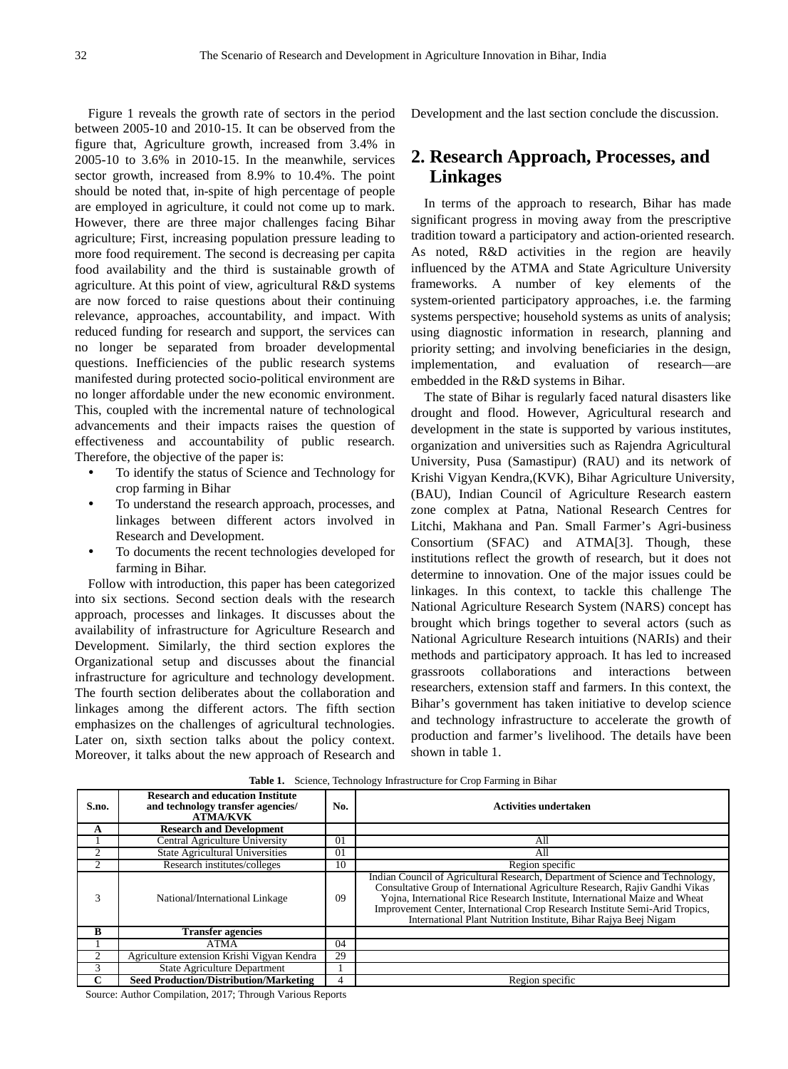Figure 1 reveals the growth rate of sectors in the period between 2005-10 and 2010-15. It can be observed from the figure that, Agriculture growth, increased from 3.4% in 2005-10 to 3.6% in 2010-15. In the meanwhile, services sector growth, increased from 8.9% to 10.4%. The point should be noted that, in-spite of high percentage of people are employed in agriculture, it could not come up to mark. However, there are three major challenges facing Bihar agriculture; First, increasing population pressure leading to more food requirement. The second is decreasing per capita food availability and the third is sustainable growth of agriculture. At this point of view, agricultural R&D systems are now forced to raise questions about their continuing relevance, approaches, accountability, and impact. With reduced funding for research and support, the services can no longer be separated from broader developmental questions. Inefficiencies of the public research systems manifested during protected socio-political environment are no longer affordable under the new economic environment. This, coupled with the incremental nature of technological advancements and their impacts raises the question of effectiveness and accountability of public research. Therefore, the objective of the paper is:

- To identify the status of Science and Technology for crop farming in Bihar
- To understand the research approach, processes, and linkages between different actors involved in Research and Development.
- To documents the recent technologies developed for farming in Bihar.

Follow with introduction, this paper has been categorized into six sections. Second section deals with the research approach, processes and linkages. It discusses about the availability of infrastructure for Agriculture Research and Development. Similarly, the third section explores the Organizational setup and discusses about the financial infrastructure for agriculture and technology development. The fourth section deliberates about the collaboration and linkages among the different actors. The fifth section emphasizes on the challenges of agricultural technologies. Later on, sixth section talks about the policy context. Moreover, it talks about the new approach of Research and Development and the last section conclude the discussion.

## 2. Research Approach, Processes, and Linkages

In terms of the approach to research, Bihar has made significant progress in moving away from the prescriptive tradition toward a participatory and action-oriented research. As noted, R&D activities in the region are heavily influenced by the ATMA and State Agriculture University frameworks. A number of key elements of the system-oriented participatory approaches, i.e. the farming systems perspective; household systems as units of analysis; using diagnostic information in research, planning and priority setting; and involving beneficiaries in the design, implementation, and evaluation of research—are embedded in the R&D systems in Bihar.

The state of Bihar is regularly faced natural disasters like drought and flood. However, Agricultural research and development in the state is supported by various institutes, organization and universities such as Rajendra Agricultural University, Pusa (Samastipur) (RAU) and its network of Krishi Vigyan Kendra,(KVK), Bihar Agriculture University, (BAU), Indian Council of Agriculture Research eastern zone complex at Patna, National Research Centres for Litchi, Makhana and Pan. Small Farmer's Agri-business Consortium (SFAC) and ATMA[3]. Though, these institutions reflect the growth of research, but it does not determine to innovation. One of the major issues could be linkages. In this context, to tackle this challenge The National Agriculture Research System (NARS) concept has brought which brings together to several actors (such as National Agriculture Research intuitions (NARIs) and their methods and participatory approach. It has led to increased grassroots collaborations and interactions between researchers, extension staff and farmers. In this context, the Bihar's government has taken initiative to develop science and technology infrastructure to accelerate the growth of production and farmer's livelihood. The details have been shown in table 1.

**Table 1.** Science, Technology Infrastructure for Crop Farming in Bihar

| S.no. | Research and education Institute and technology transfer agencies/ ATMA/KVK | No. | Activities undertaken |
|---|---|---|---|
| **A** | **Research and Development** | | |
| 1 | Central Agriculture University | 01 | All |
| 2 | State Agricultural Universities | 01 | All |
| 2 | Research institutes/colleges | 10 | Region specific |
| 3 | National/International Linkage | 09 | Indian Council of Agricultural Research, Department of Science and Technology, Consultative Group of International Agriculture Research, Rajiv Gandhi Vikas Yojna, International Rice Research Institute, International Maize and Wheat Improvement Center, International Crop Research Institute Semi-Arid Tropics, International Plant Nutrition Institute, Bihar Rajya Beej Nigam |
| **B** | **Transfer agencies** | | |
| 1 | ATMA | 04 | |
| 2 | Agriculture extension Krishi Vigyan Kendra | 29 | |
| 3 | State Agriculture Department | 1 | |
| **C** | **Seed Production/Distribution/Marketing** | 4 | Region specific |

Source: Author Compilation, 2017; Through Various Reports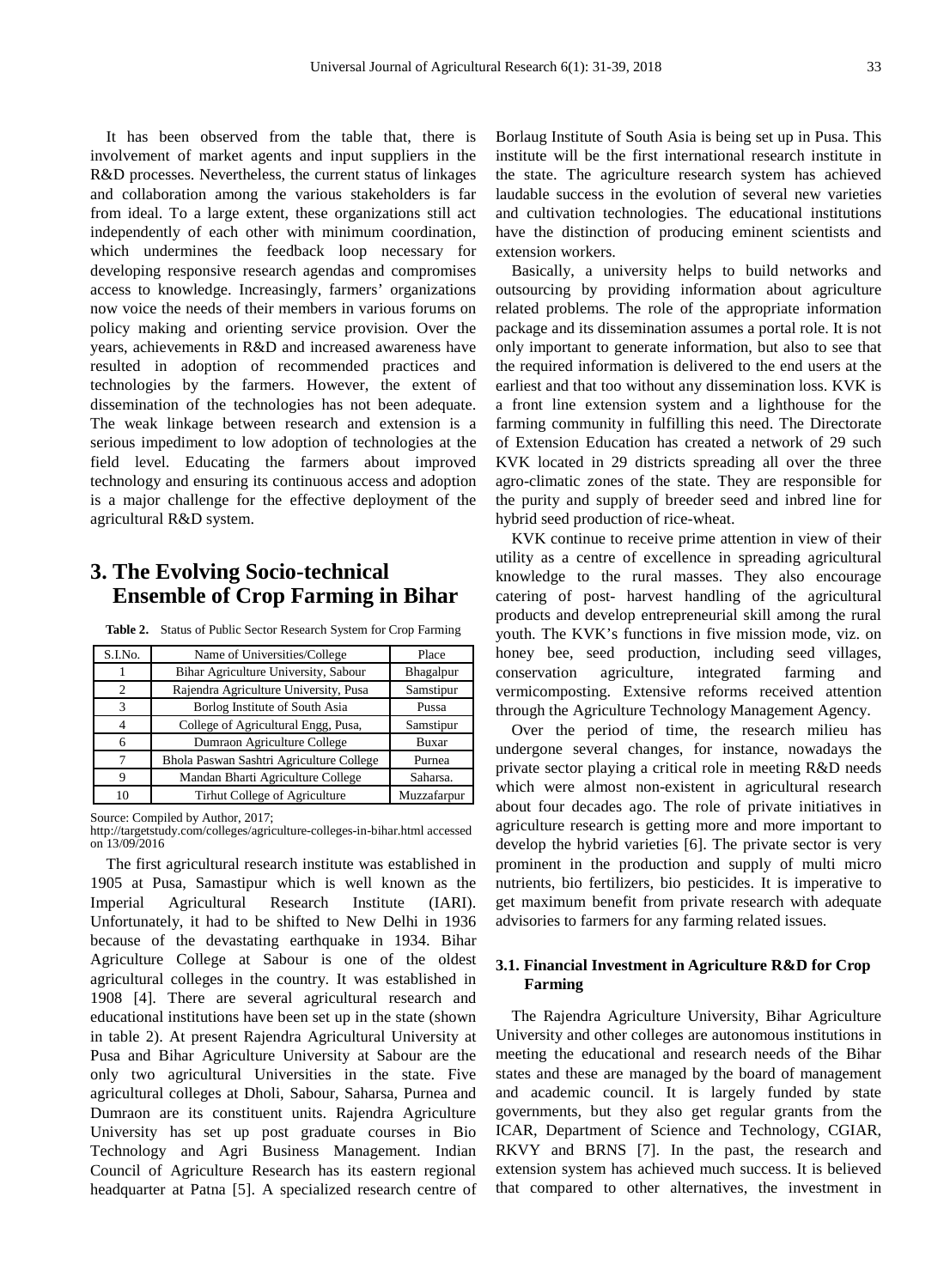It has been observed from the table that, there is involvement of market agents and input suppliers in the R&D processes. Nevertheless, the current status of linkages and collaboration among the various stakeholders is far from ideal. To a large extent, these organizations still act independently of each other with minimum coordination, which undermines the feedback loop necessary for developing responsive research agendas and compromises access to knowledge. Increasingly, farmers' organizations now voice the needs of their members in various forums on policy making and orienting service provision. Over the years, achievements in R&D and increased awareness have resulted in adoption of recommended practices and technologies by the farmers. However, the extent of dissemination of the technologies has not been adequate. The weak linkage between research and extension is a serious impediment to low adoption of technologies at the field level. Educating the farmers about improved technology and ensuring its continuous access and adoption is a major challenge for the effective deployment of the agricultural R&D system.

## 3. The Evolving Socio-technical Ensemble of Crop Farming in Bihar

**Table 2.** Status of Public Sector Research System for Crop Farming

| S.I.No. | Name of Universities/College | Place |
|---|---|---|
| 1 | Bihar Agriculture University, Sabour | Bhagalpur |
| 2 | Rajendra Agriculture University, Pusa | Samstipur |
| 3 | Borlog Institute of South Asia | Pussa |
| 4 | College of Agricultural Engg, Pusa, | Samstipur |
| 6 | Dumraon Agriculture College | Buxar |
| 7 | Bhola Paswan Sashtri Agriculture College | Purnea |
| 9 | Mandan Bharti Agriculture College | Saharsa. |
| 10 | Tirhut College of Agriculture | Muzzafarpur |

Source: Compiled by Author, 2017;
http://targetstudy.com/colleges/agriculture-colleges-in-bihar.html accessed on 13/09/2016

The first agricultural research institute was established in 1905 at Pusa, Samastipur which is well known as the Imperial Agricultural Research Institute (IARI). Unfortunately, it had to be shifted to New Delhi in 1936 because of the devastating earthquake in 1934. Bihar Agriculture College at Sabour is one of the oldest agricultural colleges in the country. It was established in 1908 [4]. There are several agricultural research and educational institutions have been set up in the state (shown in table 2). At present Rajendra Agricultural University at Pusa and Bihar Agriculture University at Sabour are the only two agricultural Universities in the state. Five agricultural colleges at Dholi, Sabour, Saharsa, Purnea and Dumraon are its constituent units. Rajendra Agriculture University has set up post graduate courses in Bio Technology and Agri Business Management. Indian Council of Agriculture Research has its eastern regional headquarter at Patna [5]. A specialized research centre of Borlaug Institute of South Asia is being set up in Pusa. This institute will be the first international research institute in the state. The agriculture research system has achieved laudable success in the evolution of several new varieties and cultivation technologies. The educational institutions have the distinction of producing eminent scientists and extension workers.

Basically, a university helps to build networks and outsourcing by providing information about agriculture related problems. The role of the appropriate information package and its dissemination assumes a portal role. It is not only important to generate information, but also to see that the required information is delivered to the end users at the earliest and that too without any dissemination loss. KVK is a front line extension system and a lighthouse for the farming community in fulfilling this need. The Directorate of Extension Education has created a network of 29 such KVK located in 29 districts spreading all over the three agro-climatic zones of the state. They are responsible for the purity and supply of breeder seed and inbred line for hybrid seed production of rice-wheat.

KVK continue to receive prime attention in view of their utility as a centre of excellence in spreading agricultural knowledge to the rural masses. They also encourage catering of post- harvest handling of the agricultural products and develop entrepreneurial skill among the rural youth. The KVK's functions in five mission mode, viz. on honey bee, seed production, including seed villages, conservation agriculture, integrated farming and vermicomposting. Extensive reforms received attention through the Agriculture Technology Management Agency.

Over the period of time, the research milieu has undergone several changes, for instance, nowadays the private sector playing a critical role in meeting R&D needs which were almost non-existent in agricultural research about four decades ago. The role of private initiatives in agriculture research is getting more and more important to develop the hybrid varieties [6]. The private sector is very prominent in the production and supply of multi micro nutrients, bio fertilizers, bio pesticides. It is imperative to get maximum benefit from private research with adequate advisories to farmers for any farming related issues.

### 3.1. Financial Investment in Agriculture R&D for Crop Farming

The Rajendra Agriculture University, Bihar Agriculture University and other colleges are autonomous institutions in meeting the educational and research needs of the Bihar states and these are managed by the board of management and academic council. It is largely funded by state governments, but they also get regular grants from the ICAR, Department of Science and Technology, CGIAR, RKVY and BRNS [7]. In the past, the research and extension system has achieved much success. It is believed that compared to other alternatives, the investment in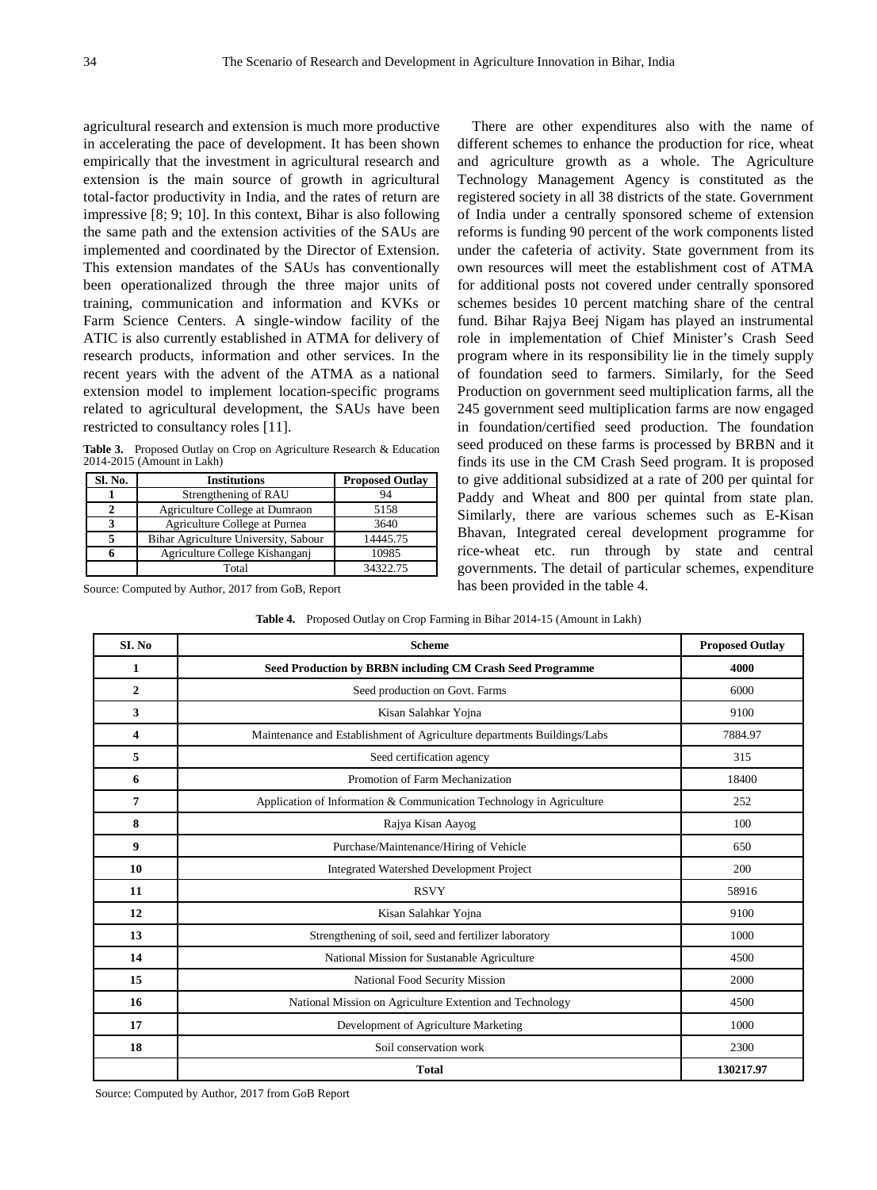agricultural research and extension is much more productive in accelerating the pace of development. It has been shown empirically that the investment in agricultural research and extension is the main source of growth in agricultural total-factor productivity in India, and the rates of return are impressive [8; 9; 10]. In this context, Bihar is also following the same path and the extension activities of the SAUs are implemented and coordinated by the Director of Extension. This extension mandates of the SAUs has conventionally been operationalized through the three major units of training, communication and information and KVKs or Farm Science Centers. A single-window facility of the ATIC is also currently established in ATMA for delivery of research products, information and other services. In the recent years with the advent of the ATMA as a national extension model to implement location-specific programs related to agricultural development, the SAUs have been restricted to consultancy roles [11].

**Table 3.** Proposed Outlay on Crop on Agriculture Research & Education 2014-2015 (Amount in Lakh)

| Sl. No. | Institutions | Proposed Outlay |
|---|---|---|
| 1 | Strengthening of RAU | 94 |
| 2 | Agriculture College at Dumraon | 5158 |
| 3 | Agriculture College at Purnea | 3640 |
| 5 | Bihar Agriculture University, Sabour | 14445.75 |
| 6 | Agriculture College Kishanganj | 10985 |
| | Total | 34322.75 |

Source: Computed by Author, 2017 from GoB, Report

There are other expenditures also with the name of different schemes to enhance the production for rice, wheat and agriculture growth as a whole. The Agriculture Technology Management Agency is constituted as the registered society in all 38 districts of the state. Government of India under a centrally sponsored scheme of extension reforms is funding 90 percent of the work components listed under the cafeteria of activity. State government from its own resources will meet the establishment cost of ATMA for additional posts not covered under centrally sponsored schemes besides 10 percent matching share of the central fund. Bihar Rajya Beej Nigam has played an instrumental role in implementation of Chief Minister's Crash Seed program where in its responsibility lie in the timely supply of foundation seed to farmers. Similarly, for the Seed Production on government seed multiplication farms, all the 245 government seed multiplication farms are now engaged in foundation/certified seed production. The foundation seed produced on these farms is processed by BRBN and it finds its use in the CM Crash Seed program. It is proposed to give additional subsidized at a rate of 200 per quintal for Paddy and Wheat and 800 per quintal from state plan. Similarly, there are various schemes such as E-Kisan Bhavan, Integrated cereal development programme for rice-wheat etc. run through by state and central governments. The detail of particular schemes, expenditure has been provided in the table 4.

**Table 4.** Proposed Outlay on Crop Farming in Bihar 2014-15 (Amount in Lakh)

| SI. No | Scheme | Proposed Outlay |
|---|---|---|
| 1 | **Seed Production by BRBN including CM Crash Seed Programme** | **4000** |
| 2 | Seed production on Govt. Farms | 6000 |
| 3 | Kisan Salahkar Yojna | 9100 |
| 4 | Maintenance and Establishment of Agriculture departments Buildings/Labs | 7884.97 |
| 5 | Seed certification agency | 315 |
| 6 | Promotion of Farm Mechanization | 18400 |
| 7 | Application of Information & Communication Technology in Agriculture | 252 |
| 8 | Rajya Kisan Aayog | 100 |
| 9 | Purchase/Maintenance/Hiring of Vehicle | 650 |
| 10 | Integrated Watershed Development Project | 200 |
| 11 | RSVY | 58916 |
| 12 | Kisan Salahkar Yojna | 9100 |
| 13 | Strengthening of soil, seed and fertilizer laboratory | 1000 |
| 14 | National Mission for Sustanable Agriculture | 4500 |
| 15 | National Food Security Mission | 2000 |
| 16 | National Mission on Agriculture Extention and Technology | 4500 |
| 17 | Development of Agriculture Marketing | 1000 |
| 18 | Soil conservation work | 2300 |
| | **Total** | **130217.97** |

Source: Computed by Author, 2017 from GoB Report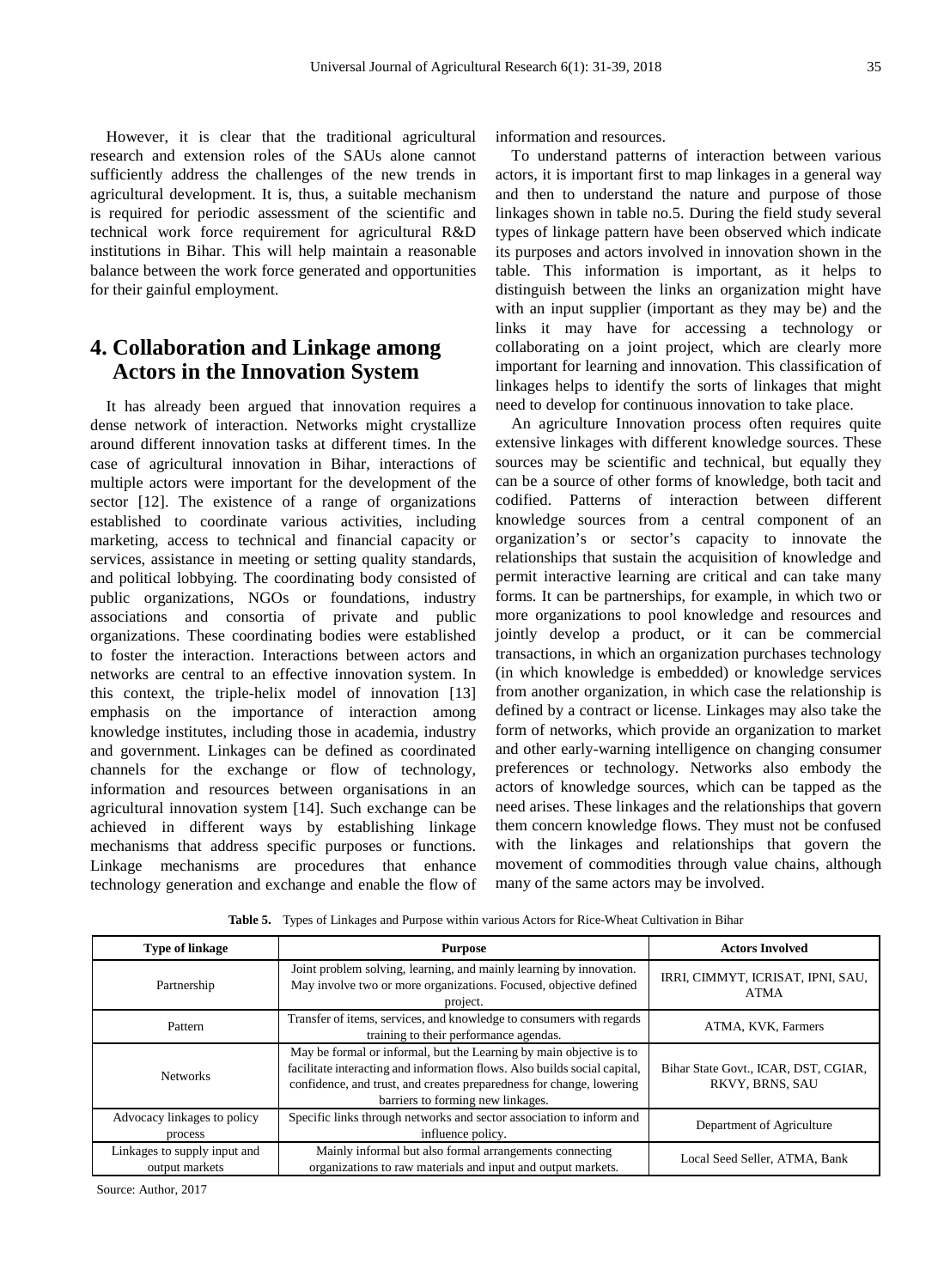However, it is clear that the traditional agricultural research and extension roles of the SAUs alone cannot sufficiently address the challenges of the new trends in agricultural development. It is, thus, a suitable mechanism is required for periodic assessment of the scientific and technical work force requirement for agricultural R&D institutions in Bihar. This will help maintain a reasonable balance between the work force generated and opportunities for their gainful employment.

## 4. Collaboration and Linkage among Actors in the Innovation System

It has already been argued that innovation requires a dense network of interaction. Networks might crystallize around different innovation tasks at different times. In the case of agricultural innovation in Bihar, interactions of multiple actors were important for the development of the sector [12]. The existence of a range of organizations established to coordinate various activities, including marketing, access to technical and financial capacity or services, assistance in meeting or setting quality standards, and political lobbying. The coordinating body consisted of public organizations, NGOs or foundations, industry associations and consortia of private and public organizations. These coordinating bodies were established to foster the interaction. Interactions between actors and networks are central to an effective innovation system. In this context, the triple-helix model of innovation [13] emphasis on the importance of interaction among knowledge institutes, including those in academia, industry and government. Linkages can be defined as coordinated channels for the exchange or flow of technology, information and resources between organisations in an agricultural innovation system [14]. Such exchange can be achieved in different ways by establishing linkage mechanisms that address specific purposes or functions. Linkage mechanisms are procedures that enhance technology generation and exchange and enable the flow of information and resources.

To understand patterns of interaction between various actors, it is important first to map linkages in a general way and then to understand the nature and purpose of those linkages shown in table no.5. During the field study several types of linkage pattern have been observed which indicate its purposes and actors involved in innovation shown in the table. This information is important, as it helps to distinguish between the links an organization might have with an input supplier (important as they may be) and the links it may have for accessing a technology or collaborating on a joint project, which are clearly more important for learning and innovation. This classification of linkages helps to identify the sorts of linkages that might need to develop for continuous innovation to take place.

An agriculture Innovation process often requires quite extensive linkages with different knowledge sources. These sources may be scientific and technical, but equally they can be a source of other forms of knowledge, both tacit and codified. Patterns of interaction between different knowledge sources from a central component of an organization's or sector's capacity to innovate the relationships that sustain the acquisition of knowledge and permit interactive learning are critical and can take many forms. It can be partnerships, for example, in which two or more organizations to pool knowledge and resources and jointly develop a product, or it can be commercial transactions, in which an organization purchases technology (in which knowledge is embedded) or knowledge services from another organization, in which case the relationship is defined by a contract or license. Linkages may also take the form of networks, which provide an organization to market and other early-warning intelligence on changing consumer preferences or technology. Networks also embody the actors of knowledge sources, which can be tapped as the need arises. These linkages and the relationships that govern them concern knowledge flows. They must not be confused with the linkages and relationships that govern the movement of commodities through value chains, although many of the same actors may be involved.

**Table 5.** Types of Linkages and Purpose within various Actors for Rice-Wheat Cultivation in Bihar

| Type of linkage | Purpose | Actors Involved |
|---|---|---|
| Partnership | Joint problem solving, learning, and mainly learning by innovation. May involve two or more organizations. Focused, objective defined project. | IRRI, CIMMYT, ICRISAT, IPNI, SAU, ATMA |
| Pattern | Transfer of items, services, and knowledge to consumers with regards training to their performance agendas. | ATMA, KVK, Farmers |
| Networks | May be formal or informal, but the Learning by main objective is to facilitate interacting and information flows. Also builds social capital, confidence, and trust, and creates preparedness for change, lowering barriers to forming new linkages. | Bihar State Govt., ICAR, DST, CGIAR, RKVY, BRNS, SAU |
| Advocacy linkages to policy process | Specific links through networks and sector association to inform and influence policy. | Department of Agriculture |
| Linkages to supply input and output markets | Mainly informal but also formal arrangements connecting organizations to raw materials and input and output markets. | Local Seed Seller, ATMA, Bank |

Source: Author, 2017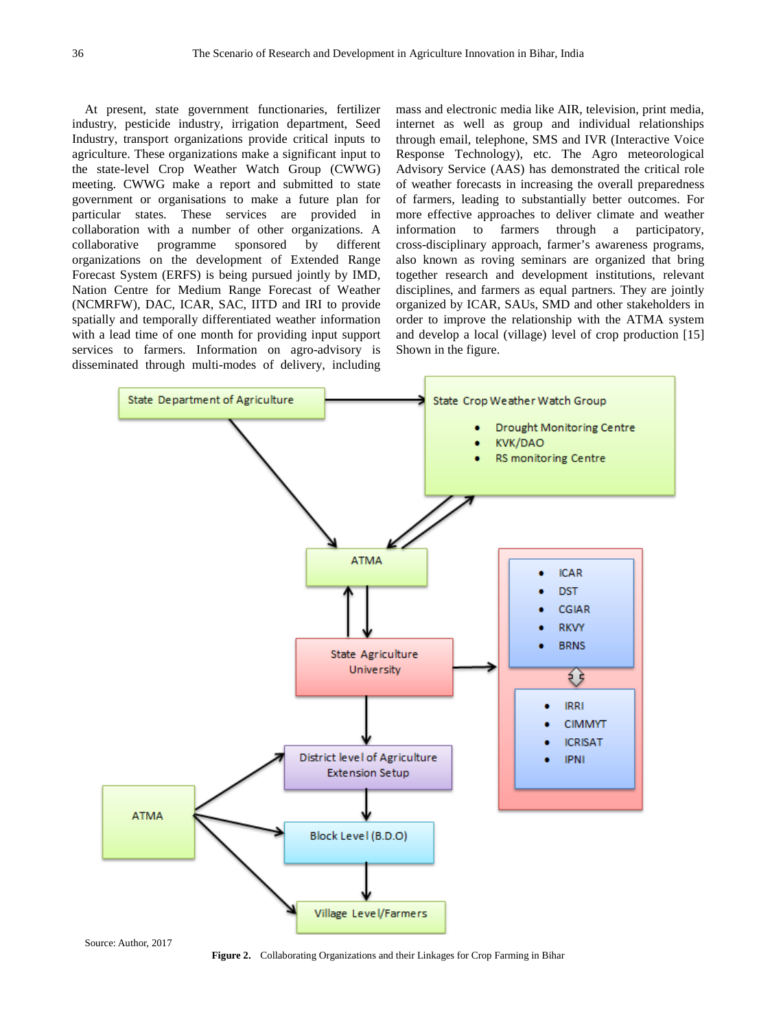At present, state government functionaries, fertilizer industry, pesticide industry, irrigation department, Seed Industry, transport organizations provide critical inputs to agriculture. These organizations make a significant input to the state-level Crop Weather Watch Group (CWWG) meeting. CWWG make a report and submitted to state government or organisations to make a future plan for particular states. These services are provided in collaboration with a number of other organizations. A collaborative programme sponsored by different organizations on the development of Extended Range Forecast System (ERFS) is being pursued jointly by IMD, Nation Centre for Medium Range Forecast of Weather (NCMRFW), DAC, ICAR, SAC, IITD and IRI to provide spatially and temporally differentiated weather information with a lead time of one month for providing input support services to farmers. Information on agro-advisory is disseminated through multi-modes of delivery, including mass and electronic media like AIR, television, print media, internet as well as group and individual relationships through email, telephone, SMS and IVR (Interactive Voice Response Technology), etc. The Agro meteorological Advisory Service (AAS) has demonstrated the critical role of weather forecasts in increasing the overall preparedness of farmers, leading to substantially better outcomes. For more effective approaches to deliver climate and weather information to farmers through a participatory, cross-disciplinary approach, farmer's awareness programs, also known as roving seminars are organized that bring together research and development institutions, relevant disciplines, and farmers as equal partners. They are jointly organized by ICAR, SAUs, SMD and other stakeholders in order to improve the relationship with the ATMA system and develop a local (village) level of crop production [15] Shown in the figure.

State Department of Agriculture

State Crop Weather Watch Group
- Drought Monitoring Centre
- KVK/DAO
- RS monitoring Centre

ATMA

- ICAR
- DST
- CGIAR
- RKVY
- BRNS

State Agriculture University

- IRRI
- CIMMYT
- ICRISAT
- IPNI

District level of Agriculture Extension Setup

ATMA

Block Level (B.D.O)

Village Level/Farmers

Source: Author, 2017

**Figure 2.** Collaborating Organizations and their Linkages for Crop Farming in Bihar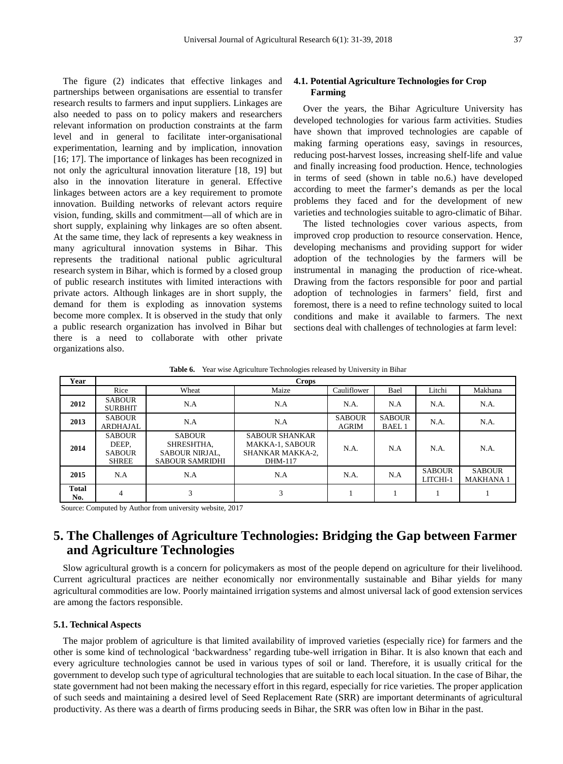The figure (2) indicates that effective linkages and partnerships between organisations are essential to transfer research results to farmers and input suppliers. Linkages are also needed to pass on to policy makers and researchers relevant information on production constraints at the farm level and in general to facilitate inter-organisational experimentation, learning and by implication, innovation [16; 17]. The importance of linkages has been recognized in not only the agricultural innovation literature [18, 19] but also in the innovation literature in general. Effective linkages between actors are a key requirement to promote innovation. Building networks of relevant actors require vision, funding, skills and commitment—all of which are in short supply, explaining why linkages are so often absent. At the same time, they lack of represents a key weakness in many agricultural innovation systems in Bihar. This represents the traditional national public agricultural research system in Bihar, which is formed by a closed group of public research institutes with limited interactions with private actors. Although linkages are in short supply, the demand for them is exploding as innovation systems become more complex. It is observed in the study that only a public research organization has involved in Bihar but there is a need to collaborate with other private organizations also.

### 4.1. Potential Agriculture Technologies for Crop Farming

Over the years, the Bihar Agriculture University has developed technologies for various farm activities. Studies have shown that improved technologies are capable of making farming operations easy, savings in resources, reducing post-harvest losses, increasing shelf-life and value and finally increasing food production. Hence, technologies in terms of seed (shown in table no.6.) have developed according to meet the farmer's demands as per the local problems they faced and for the development of new varieties and technologies suitable to agro-climatic of Bihar.

The listed technologies cover various aspects, from improved crop production to resource conservation. Hence, developing mechanisms and providing support for wider adoption of the technologies by the farmers will be instrumental in managing the production of rice-wheat. Drawing from the factors responsible for poor and partial adoption of technologies in farmers' field, first and foremost, there is a need to refine technology suited to local conditions and make it available to farmers. The next sections deal with challenges of technologies at farm level:

**Table 6.** Year wise Agriculture Technologies released by University in Bihar

| Year | Crops | | | | | | |
|---|---|---|---|---|---|---|---|
| | Rice | Wheat | Maize | Cauliflower | Bael | Litchi | Makhana |
| **2012** | SABOUR SURBHIT | N.A | N.A | N.A. | N.A | N.A. | N.A. |
| **2013** | SABOUR ARDHAJAL | N.A | N.A | SABOUR AGRIM | SABOUR BAEL 1 | N.A. | N.A. |
| **2014** | SABOUR DEEP, SABOUR SHREE | SABOUR SHRESHTHA, SABOUR NIRJAL, SABOUR SAMRIDHI | SABOUR SHANKAR MAKKA-1, SABOUR SHANKAR MAKKA-2, DHM-117 | N.A. | N.A | N.A. | N.A. |
| **2015** | N.A | N.A | N.A | N.A. | N.A | SABOUR LITCHI-1 | SABOUR MAKHANA 1 |
| **Total No.** | 4 | 3 | 3 | 1 | 1 | 1 | 1 |

Source: Computed by Author from university website, 2017

## 5. The Challenges of Agriculture Technologies: Bridging the Gap between Farmer and Agriculture Technologies

Slow agricultural growth is a concern for policymakers as most of the people depend on agriculture for their livelihood. Current agricultural practices are neither economically nor environmentally sustainable and Bihar yields for many agricultural commodities are low. Poorly maintained irrigation systems and almost universal lack of good extension services are among the factors responsible.

### 5.1. Technical Aspects

The major problem of agriculture is that limited availability of improved varieties (especially rice) for farmers and the other is some kind of technological 'backwardness' regarding tube-well irrigation in Bihar. It is also known that each and every agriculture technologies cannot be used in various types of soil or land. Therefore, it is usually critical for the government to develop such type of agricultural technologies that are suitable to each local situation. In the case of Bihar, the state government had not been making the necessary effort in this regard, especially for rice varieties. The proper application of such seeds and maintaining a desired level of Seed Replacement Rate (SRR) are important determinants of agricultural productivity. As there was a dearth of firms producing seeds in Bihar, the SRR was often low in Bihar in the past.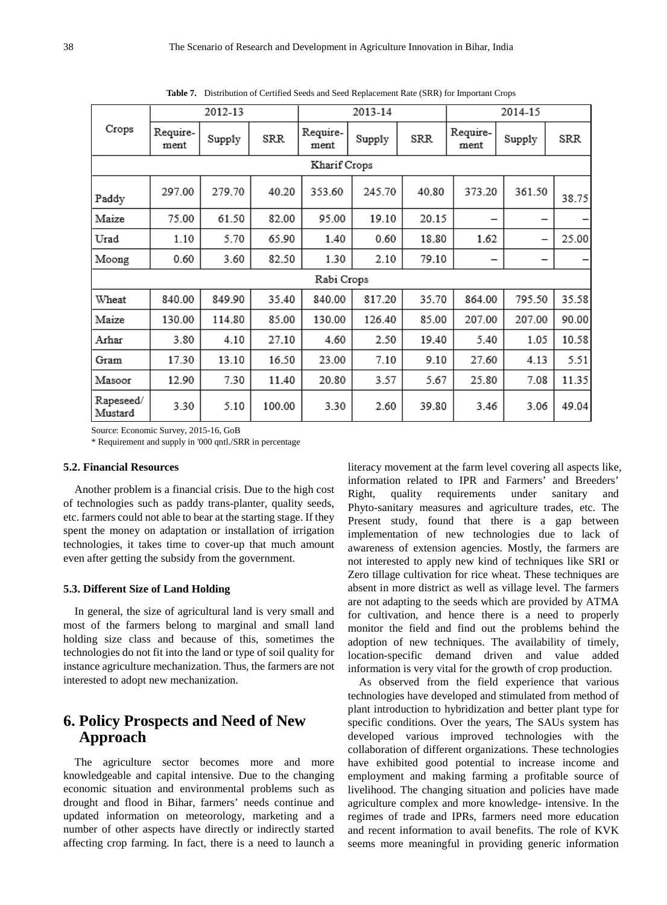**Table 7.** Distribution of Certified Seeds and Seed Replacement Rate (SRR) for Important Crops

| Crops | 2012-13 | | | 2013-14 | | | 2014-15 | | |
|---|---|---|---|---|---|---|---|---|---|
| | Require-ment | Supply | SRR | Require-ment | Supply | SRR | Require-ment | Supply | SRR |
| Kharif Crops | | | | | | | | | |
| Paddy | 297.00 | 279.70 | 40.20 | 353.60 | 245.70 | 40.80 | 373.20 | 361.50 | 38.75 |
| Maize | 75.00 | 61.50 | 82.00 | 95.00 | 19.10 | 20.15 | – | – | – |
| Urad | 1.10 | 5.70 | 65.90 | 1.40 | 0.60 | 18.80 | 1.62 | – | 25.00 |
| Moong | 0.60 | 3.60 | 82.50 | 1.30 | 2.10 | 79.10 | – | – | – |
| Rabi Crops | | | | | | | | | |
| Wheat | 840.00 | 849.90 | 35.40 | 840.00 | 817.20 | 35.70 | 864.00 | 795.50 | 35.58 |
| Maize | 130.00 | 114.80 | 85.00 | 130.00 | 126.40 | 85.00 | 207.00 | 207.00 | 90.00 |
| Arhar | 3.80 | 4.10 | 27.10 | 4.60 | 2.50 | 19.40 | 5.40 | 1.05 | 10.58 |
| Gram | 17.30 | 13.10 | 16.50 | 23.00 | 7.10 | 9.10 | 27.60 | 4.13 | 5.51 |
| Masoor | 12.90 | 7.30 | 11.40 | 20.80 | 3.57 | 5.67 | 25.80 | 7.08 | 11.35 |
| Rapeseed/ Mustard | 3.30 | 5.10 | 100.00 | 3.30 | 2.60 | 39.80 | 3.46 | 3.06 | 49.04 |

Source: Economic Survey, 2015-16, GoB

* Requirement and supply in '000 qntl./SRR in percentage

### 5.2. Financial Resources

Another problem is a financial crisis. Due to the high cost of technologies such as paddy trans-planter, quality seeds, etc. farmers could not able to bear at the starting stage. If they spent the money on adaptation or installation of irrigation technologies, it takes time to cover-up that much amount even after getting the subsidy from the government.

### 5.3. Different Size of Land Holding

In general, the size of agricultural land is very small and most of the farmers belong to marginal and small land holding size class and because of this, sometimes the technologies do not fit into the land or type of soil quality for instance agriculture mechanization. Thus, the farmers are not interested to adopt new mechanization.

## 6. Policy Prospects and Need of New Approach

The agriculture sector becomes more and more knowledgeable and capital intensive. Due to the changing economic situation and environmental problems such as drought and flood in Bihar, farmers' needs continue and updated information on meteorology, marketing and a number of other aspects have directly or indirectly started affecting crop farming. In fact, there is a need to launch a literacy movement at the farm level covering all aspects like, information related to IPR and Farmers' and Breeders' Right, quality requirements under sanitary and Phyto-sanitary measures and agriculture trades, etc. The Present study, found that there is a gap between implementation of new technologies due to lack of awareness of extension agencies. Mostly, the farmers are not interested to apply new kind of techniques like SRI or Zero tillage cultivation for rice wheat. These techniques are absent in more district as well as village level. The farmers are not adapting to the seeds which are provided by ATMA for cultivation, and hence there is a need to properly monitor the field and find out the problems behind the adoption of new techniques. The availability of timely, location-specific demand driven and value added information is very vital for the growth of crop production.

As observed from the field experience that various technologies have developed and stimulated from method of plant introduction to hybridization and better plant type for specific conditions. Over the years, The SAUs system has developed various improved technologies with the collaboration of different organizations. These technologies have exhibited good potential to increase income and employment and making farming a profitable source of livelihood. The changing situation and policies have made agriculture complex and more knowledge- intensive. In the regimes of trade and IPRs, farmers need more education and recent information to avail benefits. The role of KVK seems more meaningful in providing generic information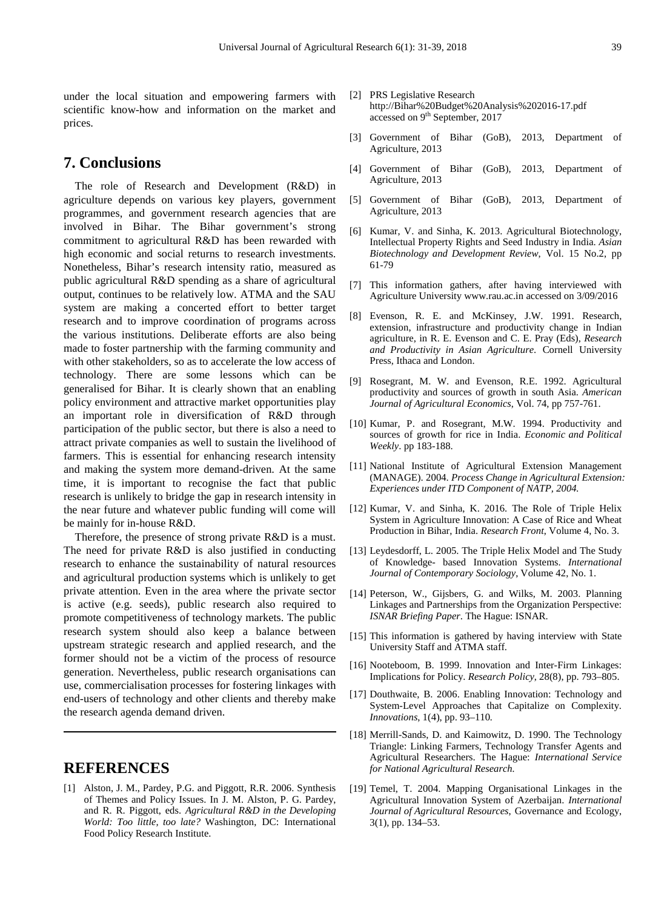under the local situation and empowering farmers with scientific know-how and information on the market and prices.

## 7. Conclusions

The role of Research and Development (R&D) in agriculture depends on various key players, government programmes, and government research agencies that are involved in Bihar. The Bihar government's strong commitment to agricultural R&D has been rewarded with high economic and social returns to research investments. Nonetheless, Bihar's research intensity ratio, measured as public agricultural R&D spending as a share of agricultural output, continues to be relatively low. ATMA and the SAU system are making a concerted effort to better target research and to improve coordination of programs across the various institutions. Deliberate efforts are also being made to foster partnership with the farming community and with other stakeholders, so as to accelerate the low access of technology. There are some lessons which can be generalised for Bihar. It is clearly shown that an enabling policy environment and attractive market opportunities play an important role in diversification of R&D through participation of the public sector, but there is also a need to attract private companies as well to sustain the livelihood of farmers. This is essential for enhancing research intensity and making the system more demand-driven. At the same time, it is important to recognise the fact that public research is unlikely to bridge the gap in research intensity in the near future and whatever public funding will come will be mainly for in-house R&D.

Therefore, the presence of strong private R&D is a must. The need for private R&D is also justified in conducting research to enhance the sustainability of natural resources and agricultural production systems which is unlikely to get private attention. Even in the area where the private sector is active (e.g. seeds), public research also required to promote competitiveness of technology markets. The public research system should also keep a balance between upstream strategic research and applied research, and the former should not be a victim of the process of resource generation. Nevertheless, public research organisations can use, commercialisation processes for fostering linkages with end-users of technology and other clients and thereby make the research agenda demand driven.

---

## REFERENCES

[1] Alston, J. M., Pardey, P.G. and Piggott, R.R. 2006. Synthesis of Themes and Policy Issues. In J. M. Alston, P. G. Pardey, and R. R. Piggott, eds. *Agricultural R&D in the Developing World: Too little, too late?* Washington, DC: International Food Policy Research Institute.

[2] PRS Legislative Research http://Bihar%20Budget%20Analysis%202016-17.pdf accessed on 9th September, 2017

[3] Government of Bihar (GoB), 2013, Department of Agriculture, 2013

[4] Government of Bihar (GoB), 2013, Department of Agriculture, 2013

[5] Government of Bihar (GoB), 2013, Department of Agriculture, 2013

[6] Kumar, V. and Sinha, K. 2013. Agricultural Biotechnology, Intellectual Property Rights and Seed Industry in India. *Asian Biotechnology and Development Review*, Vol. 15 No.2, pp 61-79

[7] This information gathers, after having interviewed with Agriculture University www.rau.ac.in accessed on 3/09/2016

[8] Evenson, R. E. and McKinsey, J.W. 1991. Research, extension, infrastructure and productivity change in Indian agriculture, in R. E. Evenson and C. E. Pray (Eds), *Research and Productivity in Asian Agriculture*. Cornell University Press, Ithaca and London.

[9] Rosegrant, M. W. and Evenson, R.E. 1992. Agricultural productivity and sources of growth in south Asia. *American Journal of Agricultural Economics*, Vol. 74, pp 757-761.

[10] Kumar, P. and Rosegrant, M.W. 1994. Productivity and sources of growth for rice in India. *Economic and Political Weekly*. pp 183-188.

[11] National Institute of Agricultural Extension Management (MANAGE). 2004. *Process Change in Agricultural Extension: Experiences under ITD Component of NATP, 2004.*

[12] Kumar, V. and Sinha, K. 2016. The Role of Triple Helix System in Agriculture Innovation: A Case of Rice and Wheat Production in Bihar, India. *Research Front*, Volume 4, No. 3.

[13] Leydesdorff, L. 2005. The Triple Helix Model and The Study of Knowledge- based Innovation Systems. *International Journal of Contemporary Sociology*, Volume 42, No. 1.

[14] Peterson, W., Gijsbers, G. and Wilks, M. 2003. Planning Linkages and Partnerships from the Organization Perspective: *ISNAR Briefing Paper*. The Hague: ISNAR.

[15] This information is gathered by having interview with State University Staff and ATMA staff.

[16] Nooteboom, B. 1999. Innovation and Inter-Firm Linkages: Implications for Policy. *Research Policy*, 28(8), pp. 793–805.

[17] Douthwaite, B. 2006. Enabling Innovation: Technology and System-Level Approaches that Capitalize on Complexity. *Innovations*, 1(4), pp. 93–110.

[18] Merrill-Sands, D. and Kaimowitz, D. 1990. The Technology Triangle: Linking Farmers, Technology Transfer Agents and Agricultural Researchers. The Hague: *International Service for National Agricultural Research.*

[19] Temel, T. 2004. Mapping Organisational Linkages in the Agricultural Innovation System of Azerbaijan. *International Journal of Agricultural Resources*, Governance and Ecology, 3(1), pp. 134–53.